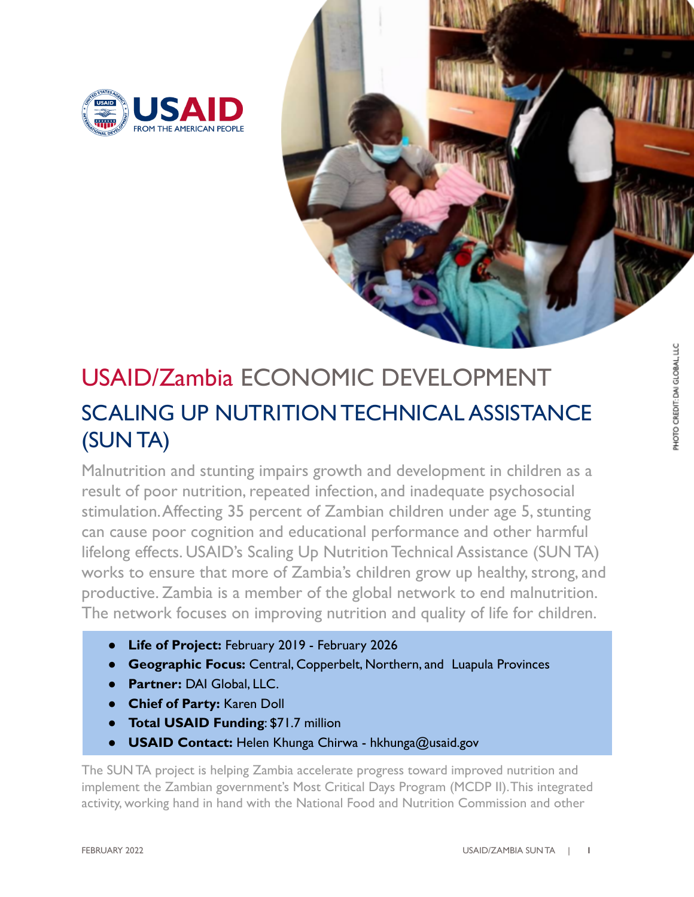# USAID/Zambia ECONOMIC DEVELOPMENT

## SCALING UP NUTRITION TECHNICAL ASSISTANCE (SUN TA)

PHOTO CREDIT: DAI GLOBAL, LLC

Malnutrition and stunting impairs growth and development in children as a result of poor nutrition, repeated infection, and inadequate psychosocial stimulation. Affecting 35 percent of Zambian children under age 5, stunting can cause poor cognition and educational performance and other harmful lifelong effects. USAID's Scaling Up Nutrition Technical Assistance (SUN TA) works to ensure that more of Zambia's children grow up healthy, strong, and productive. Zambia is a member of the global network to end malnutrition. The network focuses on improving nutrition and quality of life for children.

- **Life of Project:** February 2019 - February 2026
- **Geographic Focus:** Central, Copperbelt, Northern, and Luapula Provinces
- **Partner:** DAI Global, LLC.
- **Chief of Party:** Karen Doll
- **Total USAID Funding**: $71.7 million
- **USAID Contact:** Helen Khunga Chirwa - hkhunga@usaid.gov

The SUN TA project is helping Zambia accelerate progress toward improved nutrition and implement the Zambian government's Most Critical Days Program (MCDP II). This integrated activity, working hand in hand with the National Food and Nutrition Commission and other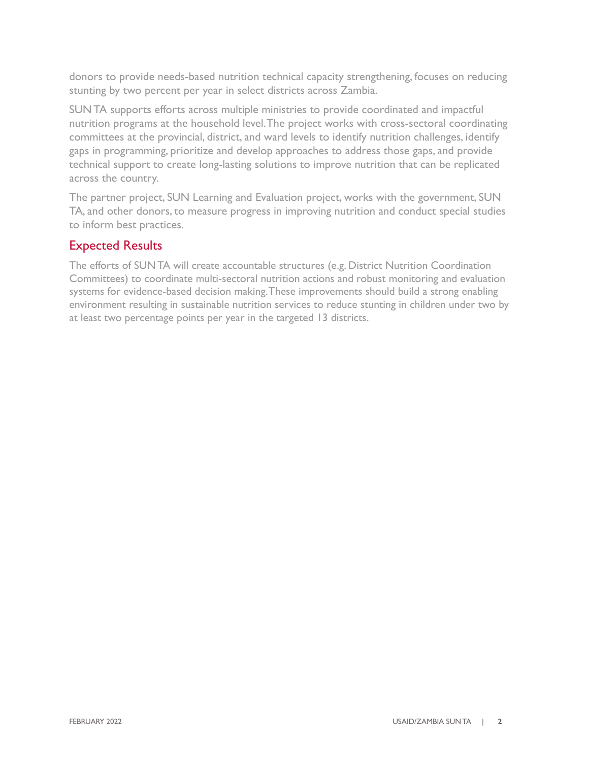donors to provide needs-based nutrition technical capacity strengthening, focuses on reducing stunting by two percent per year in select districts across Zambia.

SUN TA supports efforts across multiple ministries to provide coordinated and impactful nutrition programs at the household level. The project works with cross-sectoral coordinating committees at the provincial, district, and ward levels to identify nutrition challenges, identify gaps in programming, prioritize and develop approaches to address those gaps, and provide technical support to create long-lasting solutions to improve nutrition that can be replicated across the country.

The partner project, SUN Learning and Evaluation project, works with the government, SUN TA, and other donors, to measure progress in improving nutrition and conduct special studies to inform best practices.

## Expected Results

The efforts of SUN TA will create accountable structures (e.g. District Nutrition Coordination Committees) to coordinate multi-sectoral nutrition actions and robust monitoring and evaluation systems for evidence-based decision making. These improvements should build a strong enabling environment resulting in sustainable nutrition services to reduce stunting in children under two by at least two percentage points per year in the targeted 13 districts.